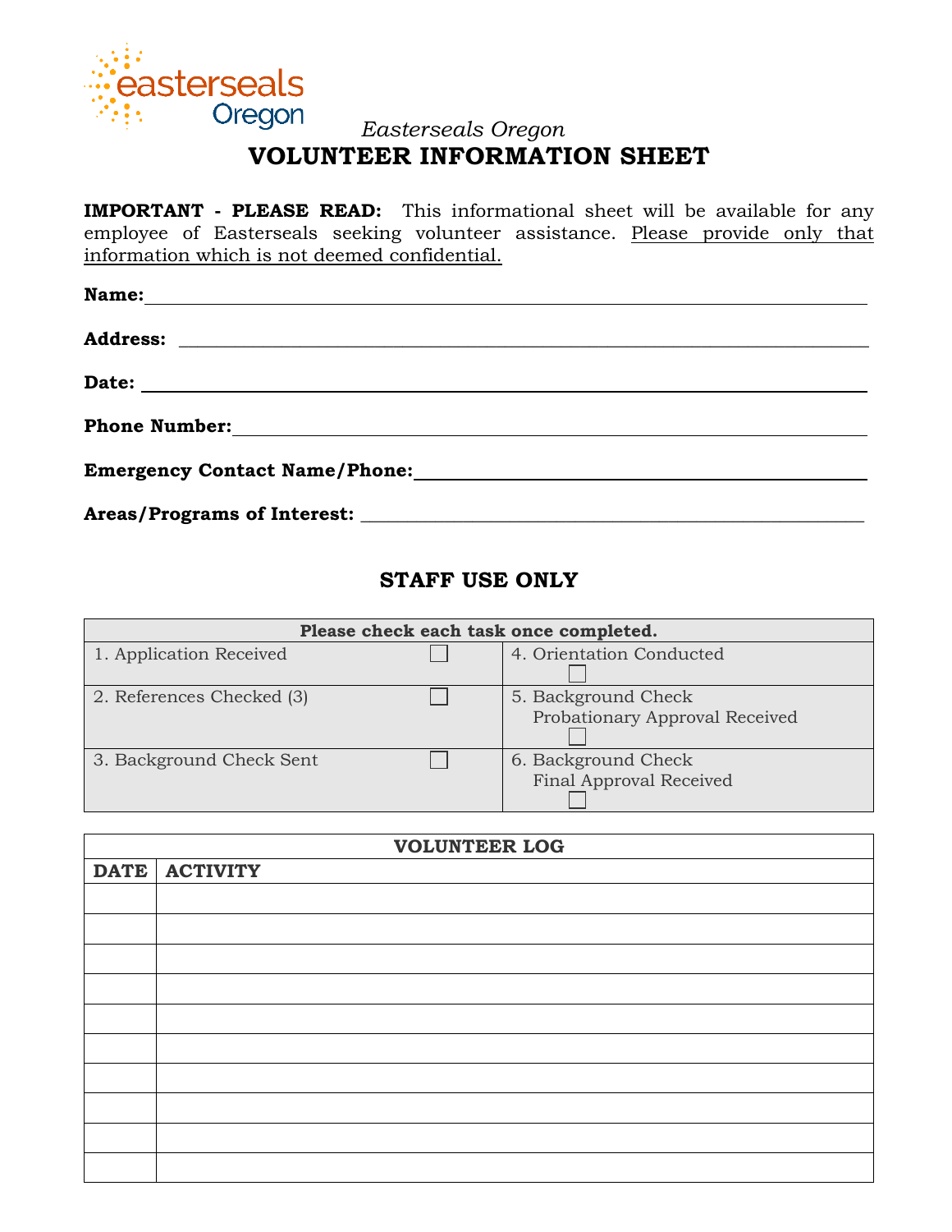*Easterseals Oregon*

# VOLUNTEER INFORMATION SHEET

**IMPORTANT - PLEASE READ:** This informational sheet will be available for any employee of Easterseals seeking volunteer assistance. <u>Please provide only that information which is not deemed confidential.</u>

**Name:**\_\_\_\_\_\_\_\_\_\_\_\_\_\_\_\_\_\_\_\_\_\_\_\_\_\_\_\_\_\_\_\_\_\_\_\_\_\_\_\_\_\_\_\_\_\_\_\_\_\_\_\_\_\_\_\_

**Address:** \_\_\_\_\_\_\_\_\_\_\_\_\_\_\_\_\_\_\_\_\_\_\_\_\_\_\_\_\_\_\_\_\_\_\_\_\_\_\_\_\_\_\_\_\_\_\_\_\_\_\_\_\_\_

**Date:** \_\_\_\_\_\_\_\_\_\_\_\_\_\_\_\_\_\_\_\_\_\_\_\_\_\_\_\_\_\_\_\_\_\_\_\_\_\_\_\_\_\_\_\_\_\_\_\_\_\_\_\_\_\_\_\_

**Phone Number:**\_\_\_\_\_\_\_\_\_\_\_\_\_\_\_\_\_\_\_\_\_\_\_\_\_\_\_\_\_\_\_\_\_\_\_\_\_\_\_\_\_\_\_\_\_\_\_\_\_\_

**Emergency Contact Name/Phone:**\_\_\_\_\_\_\_\_\_\_\_\_\_\_\_\_\_\_\_\_\_\_\_\_\_\_\_\_\_\_\_\_\_\_\_

**Areas/Programs of Interest:** \_\_\_\_\_\_\_\_\_\_\_\_\_\_\_\_\_\_\_\_\_\_\_\_\_\_\_\_\_\_\_\_\_\_\_\_\_\_\_

## STAFF USE ONLY

| **Please check each task once completed.** | | | |
|---|---|---|---|
| 1. Application Received | ☐ | 4. Orientation Conducted | ☐ |
| 2. References Checked (3) | ☐ | 5. Background Check Probationary Approval Received | ☐ |
| 3. Background Check Sent | ☐ | 6. Background Check Final Approval Received | ☐ |

| **VOLUNTEER LOG** | |
|---|---|
| **DATE** | **ACTIVITY** |
| | |
| | |
| | |
| | |
| | |
| | |
| | |
| | |
| | |
| | |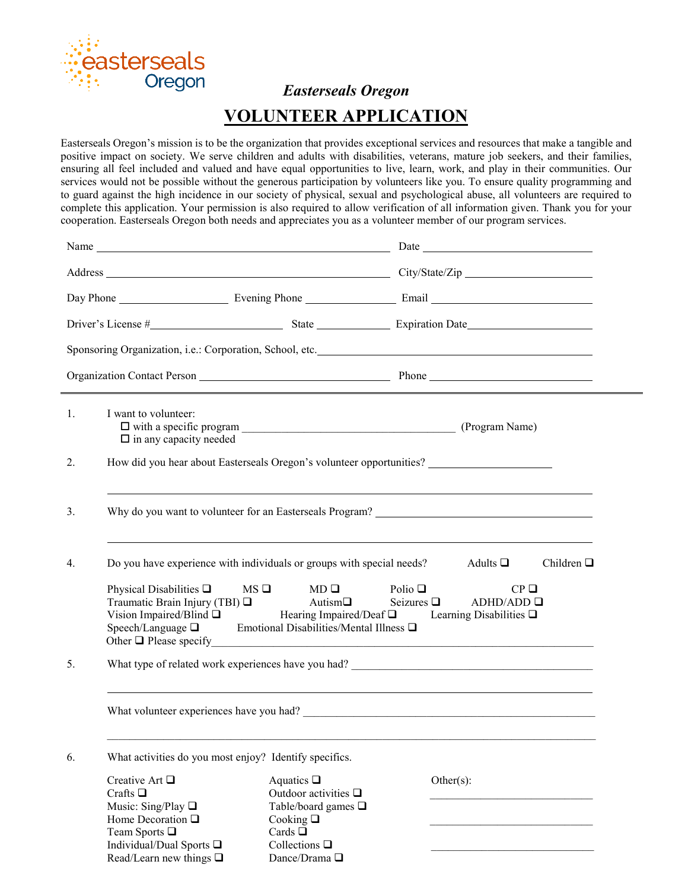easterseals Oregon

*Easterseals Oregon*

# VOLUNTEER APPLICATION

Easterseals Oregon's mission is to be the organization that provides exceptional services and resources that make a tangible and positive impact on society. We serve children and adults with disabilities, veterans, mature job seekers, and their families, ensuring all feel included and valued and have equal opportunities to live, learn, work, and play in their communities. Our services would not be possible without the generous participation by volunteers like you. To ensure quality programming and to guard against the high incidence in our society of physical, sexual and psychological abuse, all volunteers are required to complete this application. Your permission is also required to allow verification of all information given. Thank you for your cooperation. Easterseals Oregon both needs and appreciates you as a volunteer member of our program services.

Name ______________________________ Date ______________

Address ______________________________ City/State/Zip ______________

Day Phone ______________ Evening Phone ______________ Email ______________

Driver's License #______________ State ________ Expiration Date______________

Sponsoring Organization, i.e.: Corporation, School, etc.______________________________

Organization Contact Person ______________________ Phone ______________

---

1. I want to volunteer:
   - ☐ with a specific program ______________________ (Program Name)
   - ☐ in any capacity needed

2. How did you hear about Easterseals Oregon's volunteer opportunities? ______________

   ______________________________________________

3. Why do you want to volunteer for an Easterseals Program? ______________________

   ______________________________________________

4. Do you have experience with individuals or groups with special needs? Adults ☐ Children ☐

   Physical Disabilities ☐ MS ☐ MD ☐ Polio ☐ CP ☐
   Traumatic Brain Injury (TBI) ☐ Autism☐ Seizures ☐ ADHD/ADD ☐
   Vision Impaired/Blind ☐ Hearing Impaired/Deaf ☐ Learning Disabilities ☐
   Speech/Language ☐ Emotional Disabilities/Mental Illness ☐
   Other ☐ Please specify______________________________

5. What type of related work experiences have you had? ______________________

   ______________________________________________

   What volunteer experiences have you had? ______________________

   ______________________________________________

6. What activities do you most enjoy? Identify specifics.

   Creative Art ☐ Aquatics ☐ Other(s):
   Crafts ☐ Outdoor activities ☐ ______________
   Music: Sing/Play ☐ Table/board games ☐
   Home Decoration ☐ Cooking ☐ ______________
   Team Sports ☐ Cards ☐
   Individual/Dual Sports ☐ Collections ☐ ______________
   Read/Learn new things ☐ Dance/Drama ☐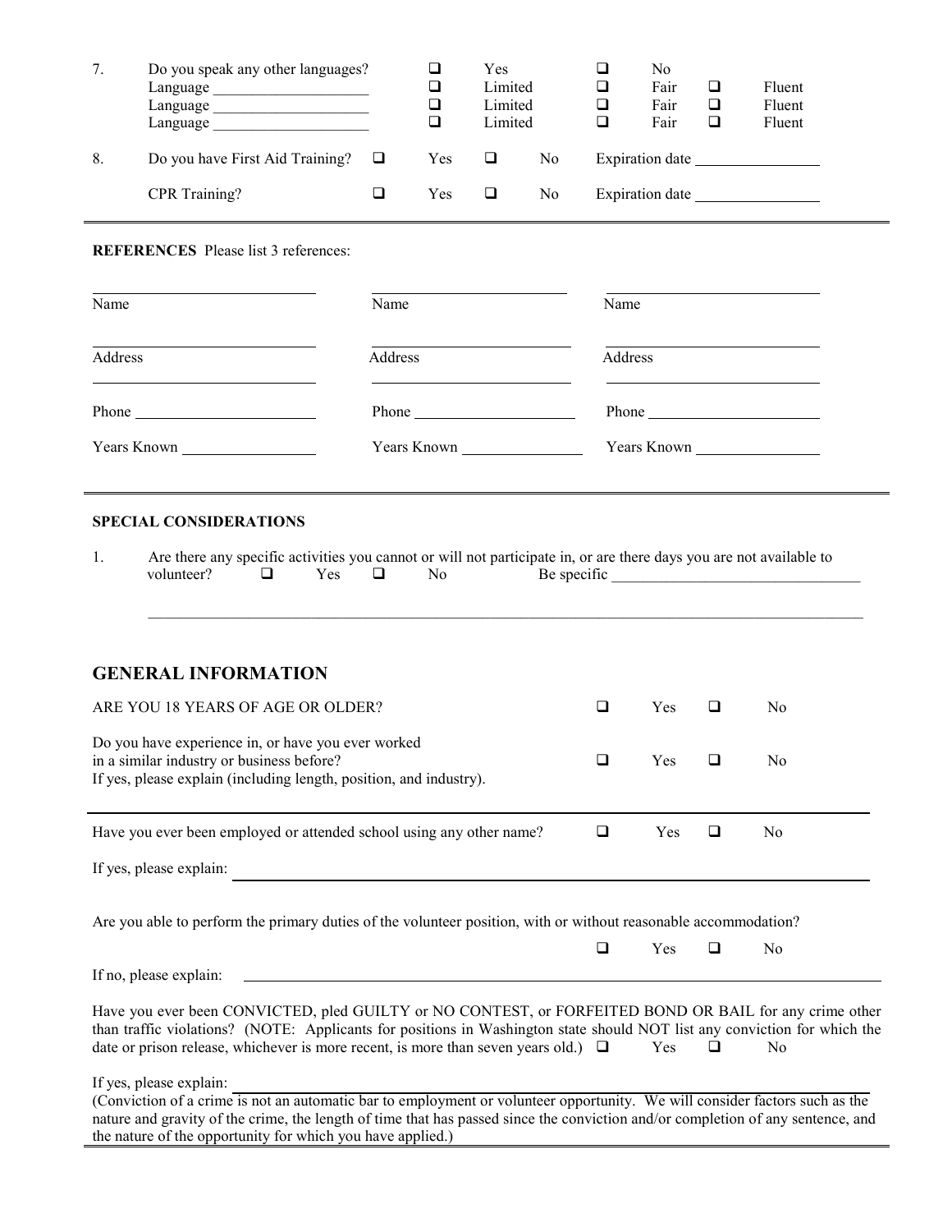7. Do you speak any other languages? ☐ Yes ☐ No

| Language | | | |
|---|---|---|---|
| Language ____________________ | ☐ Limited | ☐ Fair | ☐ Fluent |
| Language ____________________ | ☐ Limited | ☐ Fair | ☐ Fluent |
| Language ____________________ | ☐ Limited | ☐ Fair | ☐ Fluent |

8. Do you have First Aid Training? ☐ Yes ☐ No Expiration date ________________

   CPR Training? ☐ Yes ☐ No Expiration date ________________

---

**REFERENCES** Please list 3 references:

| | | |
|---|---|---|
| Name ____________________ | Name ____________________ | Name ____________________ |
| Address ____________________ | Address ____________________ | Address ____________________ |
| Phone ____________________ | Phone ____________________ | Phone ____________________ |
| Years Known ____________________ | Years Known ____________________ | Years Known ____________________ |

---

**SPECIAL CONSIDERATIONS**

1. Are there any specific activities you cannot or will not participate in, or are there days you are not available to volunteer? ☐ Yes ☐ No Be specific ________________________________

________________________________________________________________________________

## GENERAL INFORMATION

ARE YOU 18 YEARS OF AGE OR OLDER? ☐ Yes ☐ No

Do you have experience in, or have you ever worked in a similar industry or business before? ☐ Yes ☐ No
If yes, please explain (including length, position, and industry).

---

Have you ever been employed or attended school using any other name? ☐ Yes ☐ No

If yes, please explain: ________________________________________________

Are you able to perform the primary duties of the volunteer position, with or without reasonable accommodation?

☐ Yes ☐ No

If no, please explain: ________________________________________________

Have you ever been CONVICTED, pled GUILTY or NO CONTEST, or FORFEITED BOND OR BAIL for any crime other than traffic violations? (NOTE: Applicants for positions in Washington state should NOT list any conviction for which the date or prison release, whichever is more recent, is more than seven years old.) ☐ Yes ☐ No

If yes, please explain: ________________________________________________
(Conviction of a crime is not an automatic bar to employment or volunteer opportunity. We will consider factors such as the nature and gravity of the crime, the length of time that has passed since the conviction and/or completion of any sentence, and the nature of the opportunity for which you have applied.)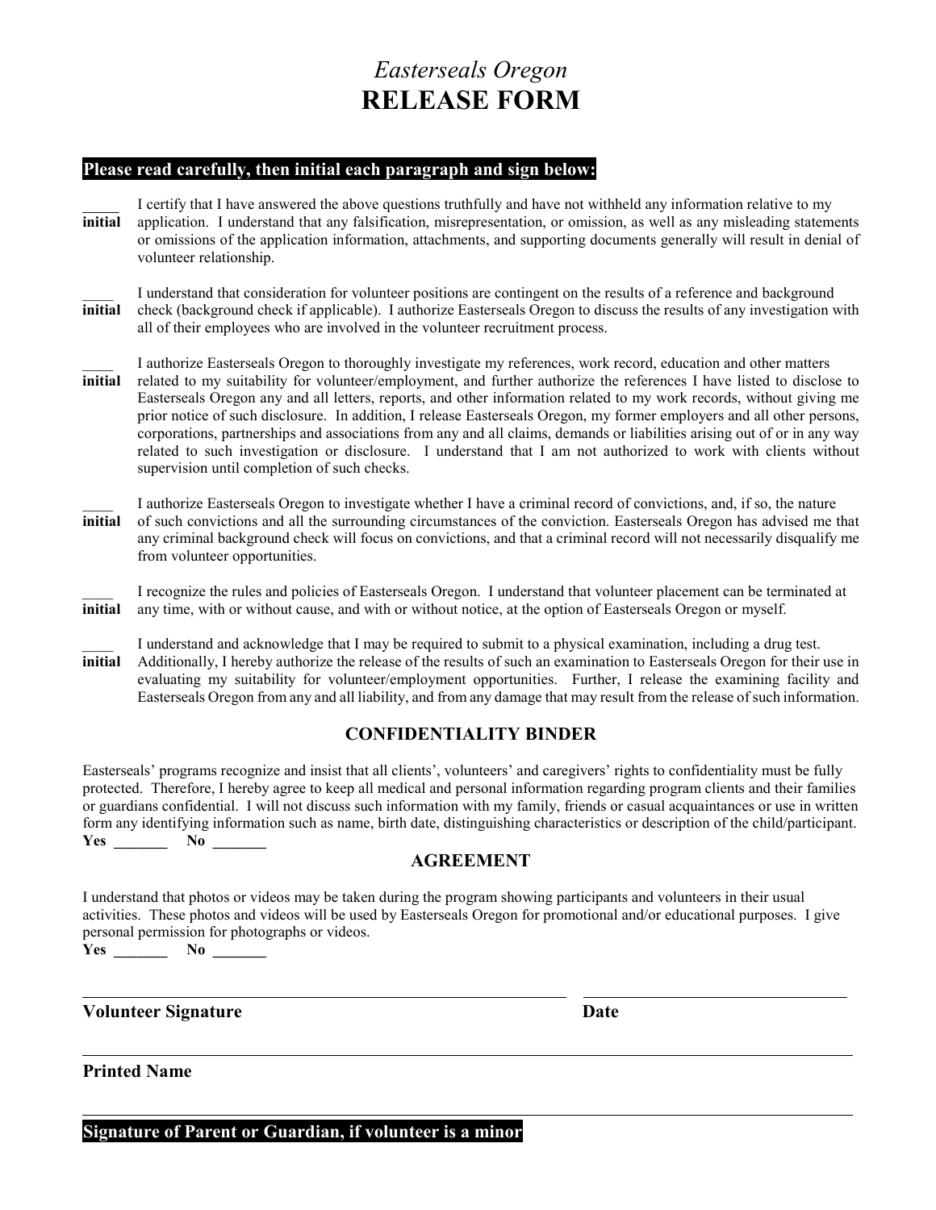# *Easterseals Oregon*
# RELEASE FORM

**Please read carefully, then initial each paragraph and sign below:**

_____ **initial** I certify that I have answered the above questions truthfully and have not withheld any information relative to my application. I understand that any falsification, misrepresentation, or omission, as well as any misleading statements or omissions of the application information, attachments, and supporting documents generally will result in denial of volunteer relationship.

____ **initial** I understand that consideration for volunteer positions are contingent on the results of a reference and background check (background check if applicable). I authorize Easterseals Oregon to discuss the results of any investigation with all of their employees who are involved in the volunteer recruitment process.

____ **initial** I authorize Easterseals Oregon to thoroughly investigate my references, work record, education and other matters related to my suitability for volunteer/employment, and further authorize the references I have listed to disclose to Easterseals Oregon any and all letters, reports, and other information related to my work records, without giving me prior notice of such disclosure. In addition, I release Easterseals Oregon, my former employers and all other persons, corporations, partnerships and associations from any and all claims, demands or liabilities arising out of or in any way related to such investigation or disclosure. I understand that I am not authorized to work with clients without supervision until completion of such checks.

____ **initial** I authorize Easterseals Oregon to investigate whether I have a criminal record of convictions, and, if so, the nature of such convictions and all the surrounding circumstances of the conviction. Easterseals Oregon has advised me that any criminal background check will focus on convictions, and that a criminal record will not necessarily disqualify me from volunteer opportunities.

____ **initial** I recognize the rules and policies of Easterseals Oregon. I understand that volunteer placement can be terminated at any time, with or without cause, and with or without notice, at the option of Easterseals Oregon or myself.

____ **initial** I understand and acknowledge that I may be required to submit to a physical examination, including a drug test. Additionally, I hereby authorize the release of the results of such an examination to Easterseals Oregon for their use in evaluating my suitability for volunteer/employment opportunities. Further, I release the examining facility and Easterseals Oregon from any and all liability, and from any damage that may result from the release of such information.

## CONFIDENTIALITY BINDER

Easterseals' programs recognize and insist that all clients', volunteers' and caregivers' rights to confidentiality must be fully protected. Therefore, I hereby agree to keep all medical and personal information regarding program clients and their families or guardians confidential. I will not discuss such information with my family, friends or casual acquaintances or use in written form any identifying information such as name, birth date, distinguishing characteristics or description of the child/participant.

**Yes** _______ **No** _______

## AGREEMENT

I understand that photos or videos may be taken during the program showing participants and volunteers in their usual activities. These photos and videos will be used by Easterseals Oregon for promotional and/or educational purposes. I give personal permission for photographs or videos.

**Yes** _______ **No** _______

_______________________________________________ _________________________

**Volunteer Signature** **Date**

_______________________________________________________________________

**Printed Name**

_______________________________________________________________________

**Signature of Parent or Guardian, if volunteer is a minor**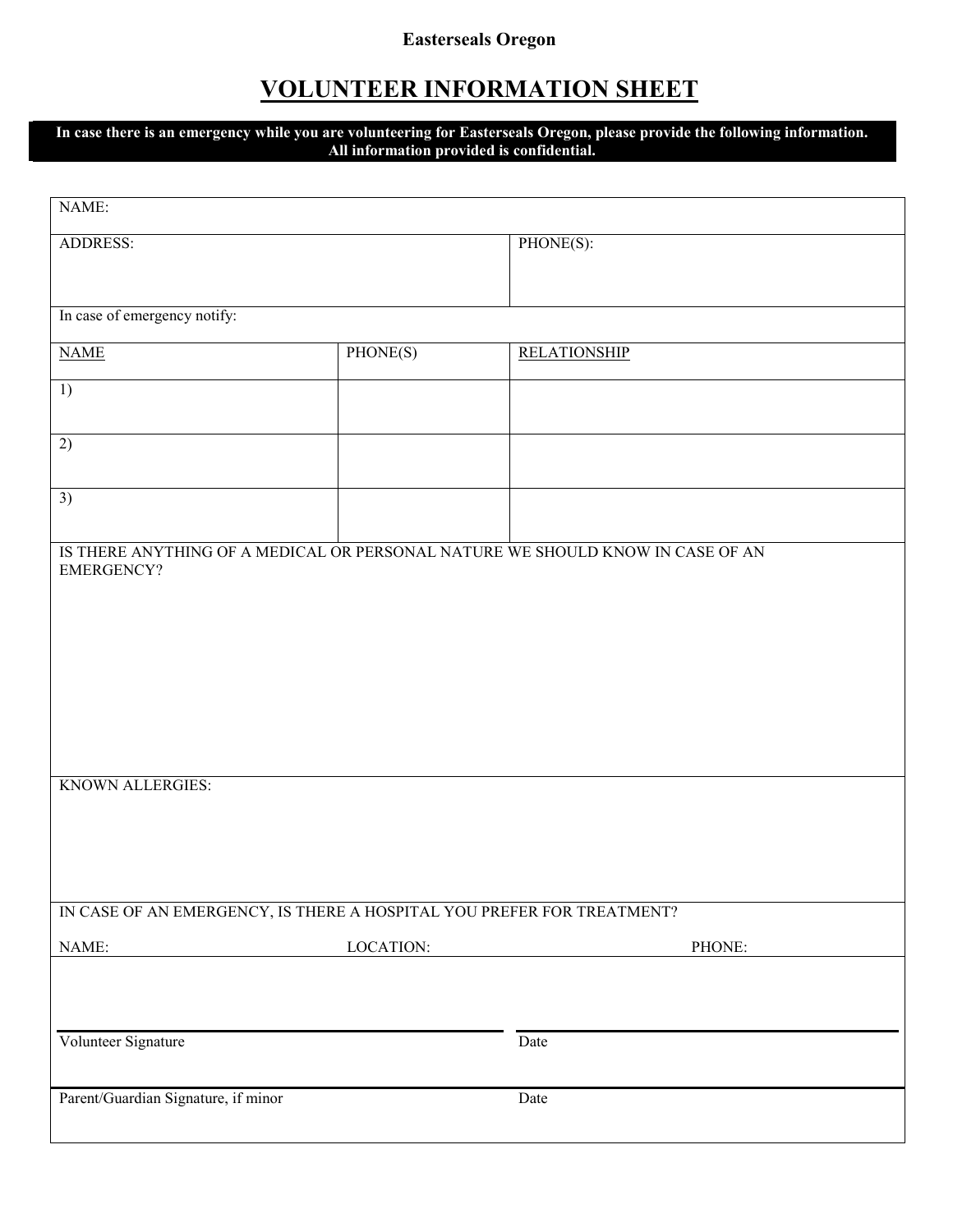**Easterseals Oregon**

# VOLUNTEER INFORMATION SHEET

**In case there is an emergency while you are volunteering for Easterseals Oregon, please provide the following information. All information provided is confidential.**

NAME:

| ADDRESS: | PHONE(S): |
|---|---|
| | |

In case of emergency notify:

| NAME | PHONE(S) | RELATIONSHIP |
|---|---|---|
| 1) | | |
| 2) | | |
| 3) | | |

IS THERE ANYTHING OF A MEDICAL OR PERSONAL NATURE WE SHOULD KNOW IN CASE OF AN EMERGENCY?

KNOWN ALLERGIES:

IN CASE OF AN EMERGENCY, IS THERE A HOSPITAL YOU PREFER FOR TREATMENT?

NAME: LOCATION: PHONE:

Volunteer Signature ______________________ Date ______________________

Parent/Guardian Signature, if minor ______________________ Date ______________________